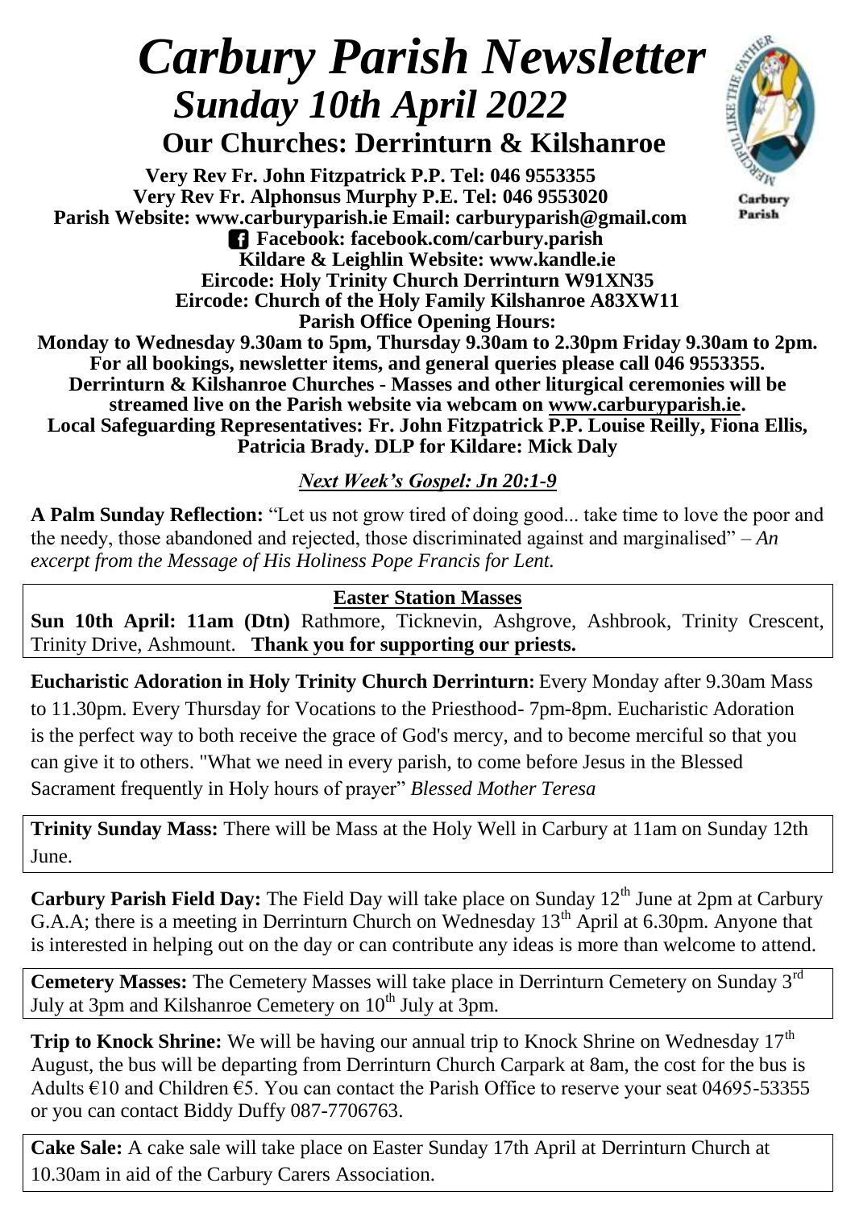# *Carbury Parish Newsletter*

## *Sunday 10th April 2022*

### Our Churches: Derrinturn & Kilshanroe

Carbury Parish

**Very Rev Fr. John Fitzpatrick P.P. Tel: 046 9553355**
**Very Rev Fr. Alphonsus Murphy P.E. Tel: 046 9553020**
**Parish Website: www.carburyparish.ie Email: carburyparish@gmail.com**
**Facebook: facebook.com/carbury.parish**
**Kildare & Leighlin Website: www.kandle.ie**
**Eircode: Holy Trinity Church Derrinturn W91XN35**
**Eircode: Church of the Holy Family Kilshanroe A83XW11**
**Parish Office Opening Hours:**
**Monday to Wednesday 9.30am to 5pm, Thursday 9.30am to 2.30pm Friday 9.30am to 2pm.**
**For all bookings, newsletter items, and general queries please call 046 9553355.**
**Derrinturn & Kilshanroe Churches - Masses and other liturgical ceremonies will be streamed live on the Parish website via webcam on www.carburyparish.ie.**
**Local Safeguarding Representatives: Fr. John Fitzpatrick P.P. Louise Reilly, Fiona Ellis, Patricia Brady. DLP for Kildare: Mick Daly**

***Next Week's Gospel: Jn 20:1-9***

**A Palm Sunday Reflection:** "Let us not grow tired of doing good... take time to love the poor and the needy, those abandoned and rejected, those discriminated against and marginalised" – *An excerpt from the Message of His Holiness Pope Francis for Lent.*

**Easter Station Masses**

**Sun 10th April: 11am (Dtn)** Rathmore, Ticknevin, Ashgrove, Ashbrook, Trinity Crescent, Trinity Drive, Ashmount. **Thank you for supporting our priests.**

**Eucharistic Adoration in Holy Trinity Church Derrinturn:** Every Monday after 9.30am Mass to 11.30pm. Every Thursday for Vocations to the Priesthood- 7pm-8pm. Eucharistic Adoration is the perfect way to both receive the grace of God's mercy, and to become merciful so that you can give it to others. "What we need in every parish, to come before Jesus in the Blessed Sacrament frequently in Holy hours of prayer" *Blessed Mother Teresa*

**Trinity Sunday Mass:** There will be Mass at the Holy Well in Carbury at 11am on Sunday 12th June.

**Carbury Parish Field Day:** The Field Day will take place on Sunday 12th June at 2pm at Carbury G.A.A; there is a meeting in Derrinturn Church on Wednesday 13th April at 6.30pm. Anyone that is interested in helping out on the day or can contribute any ideas is more than welcome to attend.

**Cemetery Masses:** The Cemetery Masses will take place in Derrinturn Cemetery on Sunday 3rd July at 3pm and Kilshanroe Cemetery on 10th July at 3pm.

**Trip to Knock Shrine:** We will be having our annual trip to Knock Shrine on Wednesday 17th August, the bus will be departing from Derrinturn Church Carpark at 8am, the cost for the bus is Adults €10 and Children €5. You can contact the Parish Office to reserve your seat 04695-53355 or you can contact Biddy Duffy 087-7706763.

**Cake Sale:** A cake sale will take place on Easter Sunday 17th April at Derrinturn Church at 10.30am in aid of the Carbury Carers Association.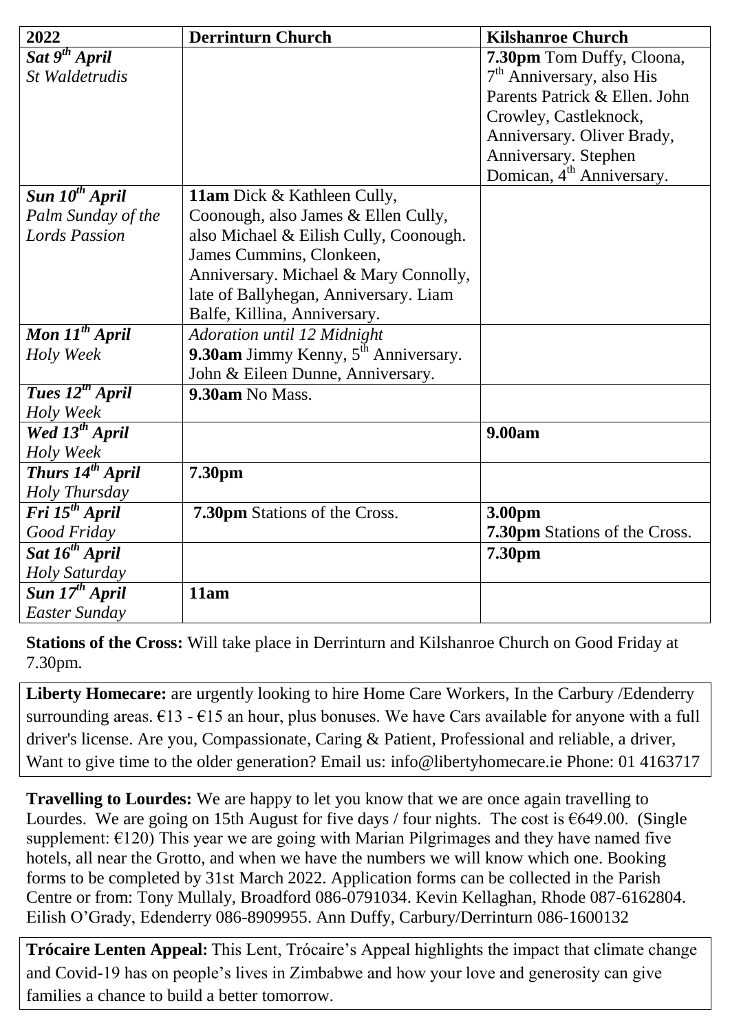| 2022 | Derrinturn Church | Kilshanroe Church |
|---|---|---|
| ***Sat 9th April*** *St Waldetrudis* | | **7.30pm** Tom Duffy, Cloona, 7th Anniversary, also His Parents Patrick & Ellen. John Crowley, Castleknock, Anniversary. Oliver Brady, Anniversary. Stephen Domican, 4th Anniversary. |
| ***Sun 10th April*** *Palm Sunday of the Lords Passion* | **11am** Dick & Kathleen Cully, Coonough, also James & Ellen Cully, also Michael & Eilish Cully, Coonough. James Cummins, Clonkeen, Anniversary. Michael & Mary Connolly, late of Ballyhegan, Anniversary. Liam Balfe, Killina, Anniversary. | |
| ***Mon 11th April*** *Holy Week* | *Adoration until 12 Midnight* **9.30am** Jimmy Kenny, 5th Anniversary. John & Eileen Dunne, Anniversary. | |
| ***Tues 12th April*** *Holy Week* | **9.30am** No Mass. | |
| ***Wed 13th April*** *Holy Week* | | **9.00am** |
| ***Thurs 14th April*** *Holy Thursday* | **7.30pm** | |
| ***Fri 15th April*** *Good Friday* | **7.30pm** Stations of the Cross. | **3.00pm** **7.30pm** Stations of the Cross. |
| ***Sat 16th April*** *Holy Saturday* | | **7.30pm** |
| ***Sun 17th April*** *Easter Sunday* | **11am** | |

**Stations of the Cross:** Will take place in Derrinturn and Kilshanroe Church on Good Friday at 7.30pm.

**Liberty Homecare:** are urgently looking to hire Home Care Workers, In the Carbury /Edenderry surrounding areas. €13 - €15 an hour, plus bonuses. We have Cars available for anyone with a full driver's license. Are you, Compassionate, Caring & Patient, Professional and reliable, a driver, Want to give time to the older generation? Email us: info@libertyhomecare.ie Phone: 01 4163717

**Travelling to Lourdes:** We are happy to let you know that we are once again travelling to Lourdes. We are going on 15th August for five days / four nights. The cost is €649.00. (Single supplement: €120) This year we are going with Marian Pilgrimages and they have named five hotels, all near the Grotto, and when we have the numbers we will know which one. Booking forms to be completed by 31st March 2022. Application forms can be collected in the Parish Centre or from: Tony Mullaly, Broadford 086-0791034. Kevin Kellaghan, Rhode 087-6162804. Eilish O'Grady, Edenderry 086-8909955. Ann Duffy, Carbury/Derrinturn 086-1600132

**Trócaire Lenten Appeal:** This Lent, Trócaire's Appeal highlights the impact that climate change and Covid-19 has on people's lives in Zimbabwe and how your love and generosity can give families a chance to build a better tomorrow.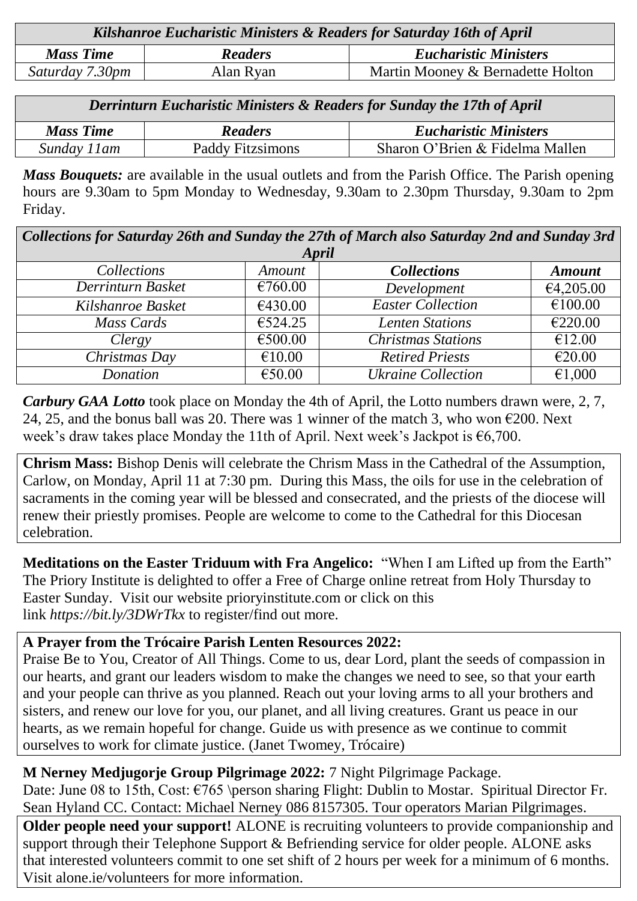| *Kilshanroe Eucharistic Ministers & Readers for Saturday 16th of April* | | |
|---|---|---|
| ***Mass Time*** | ***Readers*** | ***Eucharistic Ministers*** |
| *Saturday 7.30pm* | Alan Ryan | Martin Mooney & Bernadette Holton |

| *Derrinturn Eucharistic Ministers & Readers for Sunday the 17th of April* | | |
|---|---|---|
| ***Mass Time*** | ***Readers*** | ***Eucharistic Ministers*** |
| *Sunday 11am* | Paddy Fitzsimons | Sharon O'Brien & Fidelma Mallen |

***Mass Bouquets:*** are available in the usual outlets and from the Parish Office. The Parish opening hours are 9.30am to 5pm Monday to Wednesday, 9.30am to 2.30pm Thursday, 9.30am to 2pm Friday.

| *Collections for Saturday 26th and Sunday the 27th of March also Saturday 2nd and Sunday 3rd April* | | | |
|---|---|---|---|
| *Collections* | *Amount* | ***Collections*** | ***Amount*** |
| *Derrinturn Basket* | €760.00 | *Development* | €4,205.00 |
| *Kilshanroe Basket* | €430.00 | *Easter Collection* | €100.00 |
| *Mass Cards* | €524.25 | *Lenten Stations* | €220.00 |
| *Clergy* | €500.00 | *Christmas Stations* | €12.00 |
| *Christmas Day* | €10.00 | *Retired Priests* | €20.00 |
| *Donation* | €50.00 | *Ukraine Collection* | €1,000 |

***Carbury GAA Lotto*** took place on Monday the 4th of April, the Lotto numbers drawn were, 2, 7, 24, 25, and the bonus ball was 20. There was 1 winner of the match 3, who won €200. Next week's draw takes place Monday the 11th of April. Next week's Jackpot is €6,700.

**Chrism Mass:** Bishop Denis will celebrate the Chrism Mass in the Cathedral of the Assumption, Carlow, on Monday, April 11 at 7:30 pm. During this Mass, the oils for use in the celebration of sacraments in the coming year will be blessed and consecrated, and the priests of the diocese will renew their priestly promises. People are welcome to come to the Cathedral for this Diocesan celebration.

**Meditations on the Easter Triduum with Fra Angelico:** "When I am Lifted up from the Earth" The Priory Institute is delighted to offer a Free of Charge online retreat from Holy Thursday to Easter Sunday. Visit our website prioryinstitute.com or click on this link *https://bit.ly/3DWrTkx* to register/find out more.

**A Prayer from the Trócaire Parish Lenten Resources 2022:**
Praise Be to You, Creator of All Things. Come to us, dear Lord, plant the seeds of compassion in our hearts, and grant our leaders wisdom to make the changes we need to see, so that your earth and your people can thrive as you planned. Reach out your loving arms to all your brothers and sisters, and renew our love for you, our planet, and all living creatures. Grant us peace in our hearts, as we remain hopeful for change. Guide us with presence as we continue to commit ourselves to work for climate justice. (Janet Twomey, Trócaire)

**M Nerney Medjugorje Group Pilgrimage 2022:** 7 Night Pilgrimage Package.
Date: June 08 to 15th, Cost: €765 \person sharing Flight: Dublin to Mostar. Spiritual Director Fr. Sean Hyland CC. Contact: Michael Nerney 086 8157305. Tour operators Marian Pilgrimages.

**Older people need your support!** ALONE is recruiting volunteers to provide companionship and support through their Telephone Support & Befriending service for older people. ALONE asks that interested volunteers commit to one set shift of 2 hours per week for a minimum of 6 months. Visit alone.ie/volunteers for more information.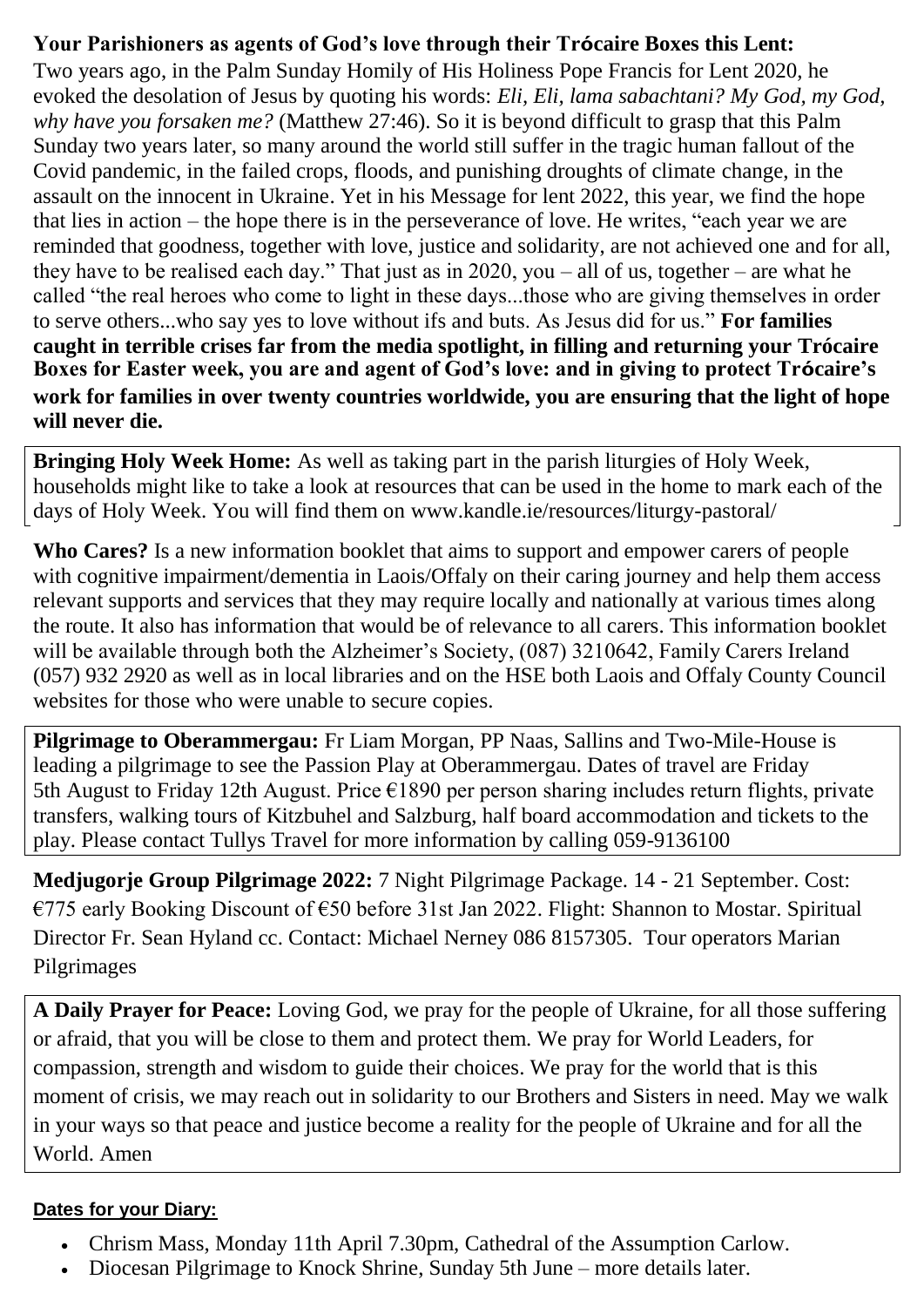**Your Parishioners as agents of God's love through their Trócaire Boxes this Lent:** Two years ago, in the Palm Sunday Homily of His Holiness Pope Francis for Lent 2020, he evoked the desolation of Jesus by quoting his words: *Eli, Eli, lama sabachtani? My God, my God, why have you forsaken me?* (Matthew 27:46). So it is beyond difficult to grasp that this Palm Sunday two years later, so many around the world still suffer in the tragic human fallout of the Covid pandemic, in the failed crops, floods, and punishing droughts of climate change, in the assault on the innocent in Ukraine. Yet in his Message for lent 2022, this year, we find the hope that lies in action – the hope there is in the perseverance of love. He writes, "each year we are reminded that goodness, together with love, justice and solidarity, are not achieved one and for all, they have to be realised each day." That just as in 2020, you – all of us, together – are what he called "the real heroes who come to light in these days...those who are giving themselves in order to serve others...who say yes to love without ifs and buts. As Jesus did for us." **For families caught in terrible crises far from the media spotlight, in filling and returning your Trócaire Boxes for Easter week, you are and agent of God's love: and in giving to protect Trócaire's work for families in over twenty countries worldwide, you are ensuring that the light of hope will never die.**

**Bringing Holy Week Home:** As well as taking part in the parish liturgies of Holy Week, households might like to take a look at resources that can be used in the home to mark each of the days of Holy Week. You will find them on www.kandle.ie/resources/liturgy-pastoral/

**Who Cares?** Is a new information booklet that aims to support and empower carers of people with cognitive impairment/dementia in Laois/Offaly on their caring journey and help them access relevant supports and services that they may require locally and nationally at various times along the route. It also has information that would be of relevance to all carers. This information booklet will be available through both the Alzheimer's Society, (087) 3210642, Family Carers Ireland (057) 932 2920 as well as in local libraries and on the HSE both Laois and Offaly County Council websites for those who were unable to secure copies.

**Pilgrimage to Oberammergau:** Fr Liam Morgan, PP Naas, Sallins and Two-Mile-House is leading a pilgrimage to see the Passion Play at Oberammergau. Dates of travel are Friday 5th August to Friday 12th August. Price €1890 per person sharing includes return flights, private transfers, walking tours of Kitzbuhel and Salzburg, half board accommodation and tickets to the play. Please contact Tullys Travel for more information by calling 059-9136100

**Medjugorje Group Pilgrimage 2022:** 7 Night Pilgrimage Package. 14 - 21 September. Cost: €775 early Booking Discount of €50 before 31st Jan 2022. Flight: Shannon to Mostar. Spiritual Director Fr. Sean Hyland cc. Contact: Michael Nerney 086 8157305. Tour operators Marian Pilgrimages

**A Daily Prayer for Peace:** Loving God, we pray for the people of Ukraine, for all those suffering or afraid, that you will be close to them and protect them. We pray for World Leaders, for compassion, strength and wisdom to guide their choices. We pray for the world that is this moment of crisis, we may reach out in solidarity to our Brothers and Sisters in need. May we walk in your ways so that peace and justice become a reality for the people of Ukraine and for all the World. Amen

**Dates for your Diary:**

- Chrism Mass, Monday 11th April 7.30pm, Cathedral of the Assumption Carlow.
- Diocesan Pilgrimage to Knock Shrine, Sunday 5th June – more details later.